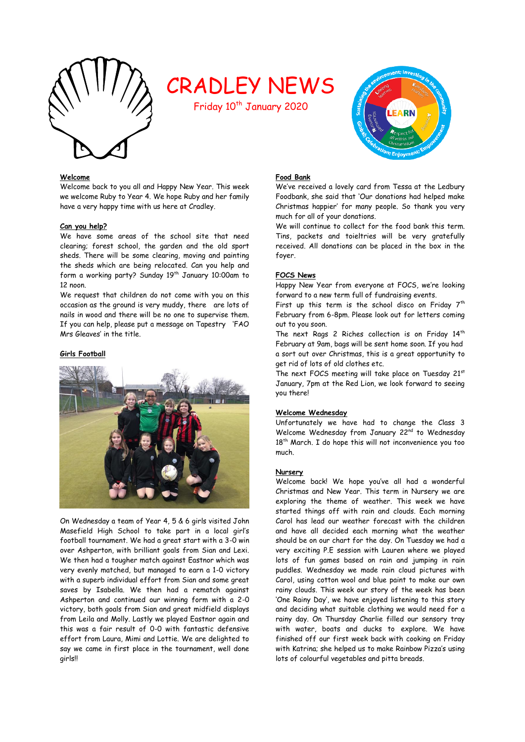# CRADLEY NEWS

Friday 10th January 2020

## Welcome

Welcome back to you all and Happy New Year. This week we welcome Ruby to Year 4. We hope Ruby and her family have a very happy time with us here at Cradley.

## Can you help?

We have some areas of the school site that need clearing; forest school, the garden and the old sport sheds. There will be some clearing, moving and painting the sheds which are being relocated. Can you help and form a working party? Sunday 19th January 10:00am to 12 noon.

We request that children do not come with you on this occasion as the ground is very muddy, there are lots of nails in wood and there will be no one to supervise them. If you can help, please put a message on Tapestry 'FAO Mrs Gleaves' in the title.

## Girls Football

On Wednesday a team of Year 4, 5 & 6 girls visited John Masefield High School to take part in a local girl's football tournament. We had a great start with a 3-0 win over Ashperton, with brilliant goals from Sian and Lexi. We then had a tougher match against Eastnor which was very evenly matched, but managed to earn a 1-0 victory with a superb individual effort from Sian and some great saves by Isabella. We then had a rematch against Ashperton and continued our winning form with a 2-0 victory, both goals from Sian and great midfield displays from Leila and Molly. Lastly we played Eastnor again and this was a fair result of 0-0 with fantastic defensive effort from Laura, Mimi and Lottie. We are delighted to say we came in first place in the tournament, well done girls!!

## Food Bank

We've received a lovely card from Tessa at the Ledbury Foodbank, she said that 'Our donations had helped make Christmas happier' for many people. So thank you very much for all of your donations.

We will continue to collect for the food bank this term. Tins, packets and toieltries will be very gratefully received. All donations can be placed in the box in the foyer.

## FOCS News

Happy New Year from everyone at FOCS, we're looking forward to a new term full of fundraising events.

First up this term is the school disco on Friday 7th February from 6-8pm. Please look out for letters coming out to you soon.

The next Rags 2 Riches collection is on Friday 14th February at 9am, bags will be sent home soon. If you had a sort out over Christmas, this is a great opportunity to get rid of lots of old clothes etc.

The next FOCS meeting will take place on Tuesday 21st January, 7pm at the Red Lion, we look forward to seeing you there!

## Welcome Wednesday

Unfortunately we have had to change the Class 3 Welcome Wednesday from January 22nd to Wednesday 18th March. I do hope this will not inconvenience you too much.

## Nursery

Welcome back! We hope you've all had a wonderful Christmas and New Year. This term in Nursery we are exploring the theme of weather. This week we have started things off with rain and clouds. Each morning Carol has lead our weather forecast with the children and have all decided each morning what the weather should be on our chart for the day. On Tuesday we had a very exciting P.E session with Lauren where we played lots of fun games based on rain and jumping in rain puddles. Wednesday we made rain cloud pictures with Carol, using cotton wool and blue paint to make our own rainy clouds. This week our story of the week has been 'One Rainy Day', we have enjoyed listening to this story and deciding what suitable clothing we would need for a rainy day. On Thursday Charlie filled our sensory tray with water, boats and ducks to explore. We have finished off our first week back with cooking on Friday with Katrina; she helped us to make Rainbow Pizza's using lots of colourful vegetables and pitta breads.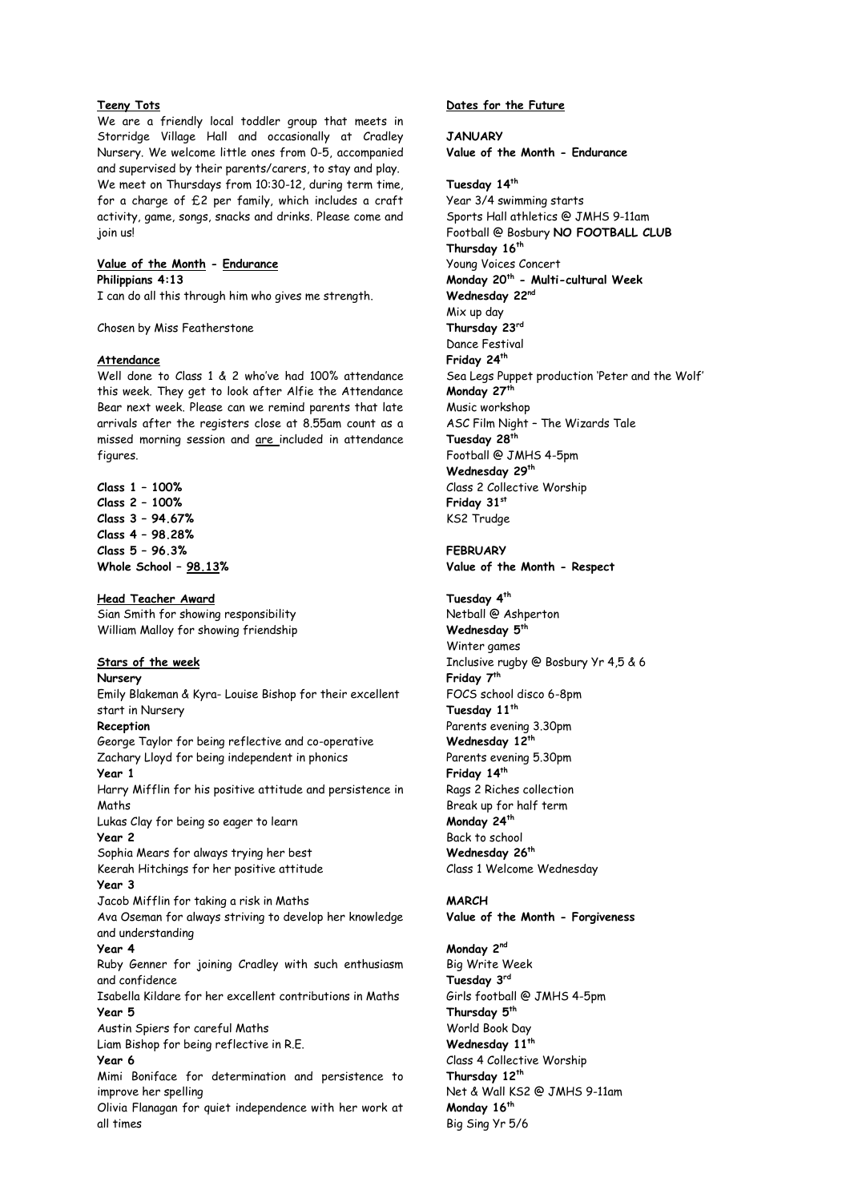**Teeny Tots**

We are a friendly local toddler group that meets in Storridge Village Hall and occasionally at Cradley Nursery. We welcome little ones from 0-5, accompanied and supervised by their parents/carers, to stay and play. We meet on Thursdays from 10:30-12, during term time, for a charge of £2 per family, which includes a craft activity, game, songs, snacks and drinks. Please come and join us!

**Value of the Month - Endurance**

**Philippians 4:13**

I can do all this through him who gives me strength.

Chosen by Miss Featherstone

**Attendance**

Well done to Class 1 & 2 who've had 100% attendance this week. They get to look after Alfie the Attendance Bear next week. Please can we remind parents that late arrivals after the registers close at 8.55am count as a missed morning session and are included in attendance figures.

**Class 1 – 100%**
**Class 2 – 100%**
**Class 3 – 94.67%**
**Class 4 – 98.28%**
**Class 5 – 96.3%**
**Whole School – 98.13%**

**Head Teacher Award**

Sian Smith for showing responsibility
William Malloy for showing friendship

**Stars of the week**

**Nursery**
Emily Blakeman & Kyra- Louise Bishop for their excellent start in Nursery

**Reception**
George Taylor for being reflective and co-operative
Zachary Lloyd for being independent in phonics

**Year 1**
Harry Mifflin for his positive attitude and persistence in Maths
Lukas Clay for being so eager to learn

**Year 2**
Sophia Mears for always trying her best
Keerah Hitchings for her positive attitude

**Year 3**
Jacob Mifflin for taking a risk in Maths
Ava Oseman for always striving to develop her knowledge and understanding

**Year 4**
Ruby Genner for joining Cradley with such enthusiasm and confidence
Isabella Kildare for her excellent contributions in Maths

**Year 5**
Austin Spiers for careful Maths
Liam Bishop for being reflective in R.E.

**Year 6**
Mimi Boniface for determination and persistence to improve her spelling
Olivia Flanagan for quiet independence with her work at all times

**Dates for the Future**

**JANUARY**
**Value of the Month - Endurance**

**Tuesday 14th**
Year 3/4 swimming starts
Sports Hall athletics @ JMHS 9-11am
Football @ Bosbury **NO FOOTBALL CLUB**

**Thursday 16th**
Young Voices Concert

**Monday 20th - Multi-cultural Week**

**Wednesday 22nd**
Mix up day

**Thursday 23rd**
Dance Festival

**Friday 24th**
Sea Legs Puppet production 'Peter and the Wolf'

**Monday 27th**
Music workshop
ASC Film Night – The Wizards Tale

**Tuesday 28th**
Football @ JMHS 4-5pm

**Wednesday 29th**
Class 2 Collective Worship

**Friday 31st**
KS2 Trudge

**FEBRUARY**
**Value of the Month - Respect**

**Tuesday 4th**
Netball @ Ashperton

**Wednesday 5th**
Winter games
Inclusive rugby @ Bosbury Yr 4,5 & 6

**Friday 7th**
FOCS school disco 6-8pm

**Tuesday 11th**
Parents evening 3.30pm

**Wednesday 12th**
Parents evening 5.30pm

**Friday 14th**
Rags 2 Riches collection
Break up for half term

**Monday 24th**
Back to school

**Wednesday 26th**
Class 1 Welcome Wednesday

**MARCH**
**Value of the Month - Forgiveness**

**Monday 2nd**
Big Write Week

**Tuesday 3rd**
Girls football @ JMHS 4-5pm

**Thursday 5th**
World Book Day

**Wednesday 11th**
Class 4 Collective Worship

**Thursday 12th**
Net & Wall KS2 @ JMHS 9-11am

**Monday 16th**
Big Sing Yr 5/6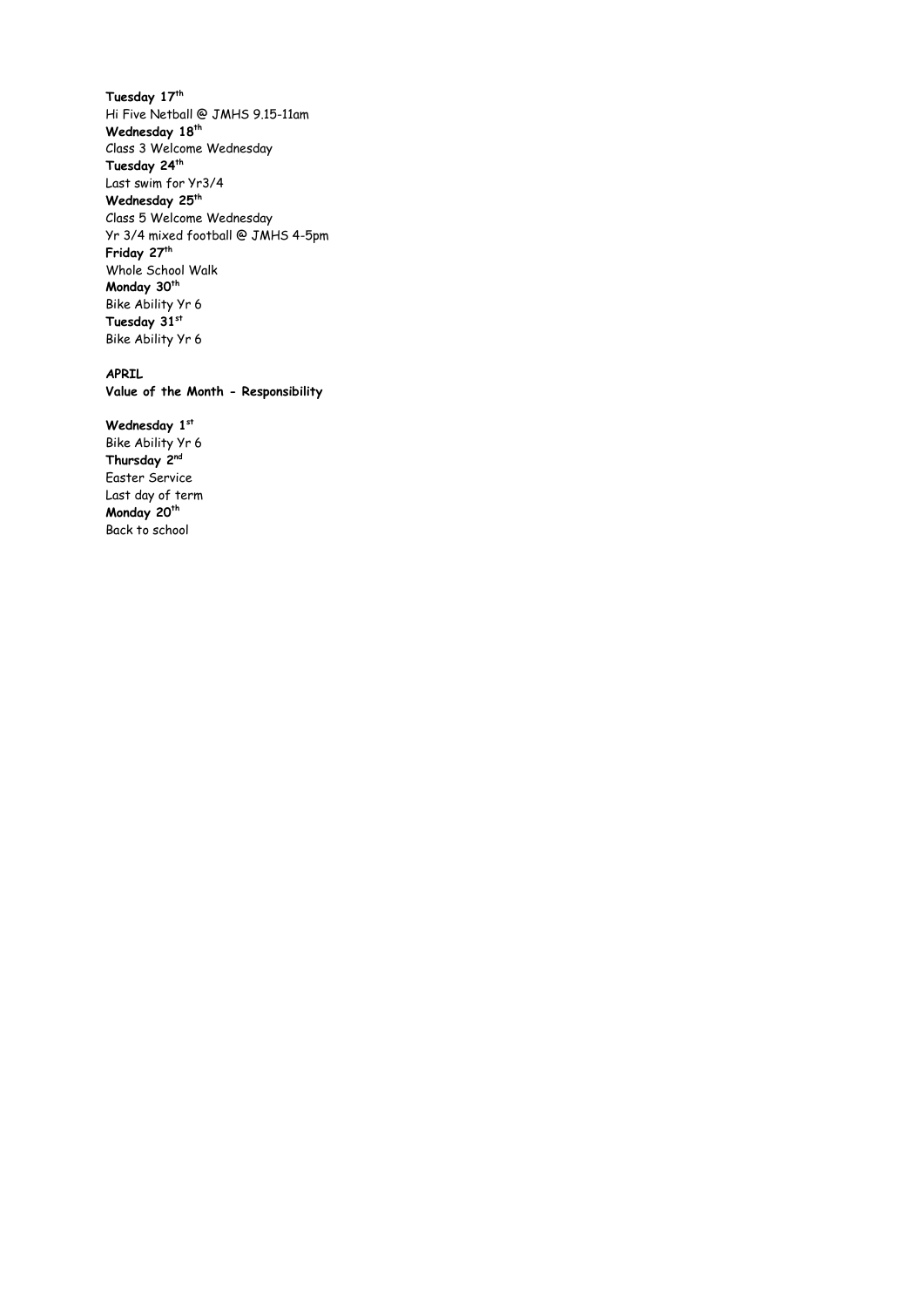**Tuesday 17th**
Hi Five Netball @ JMHS 9.15-11am
**Wednesday 18th**
Class 3 Welcome Wednesday
**Tuesday 24th**
Last swim for Yr3/4
**Wednesday 25th**
Class 5 Welcome Wednesday
Yr 3/4 mixed football @ JMHS 4-5pm
**Friday 27th**
Whole School Walk
**Monday 30th**
Bike Ability Yr 6
**Tuesday 31st**
Bike Ability Yr 6

**APRIL**
**Value of the Month - Responsibility**

**Wednesday 1st**
Bike Ability Yr 6
**Thursday 2nd**
Easter Service
Last day of term
**Monday 20th**
Back to school